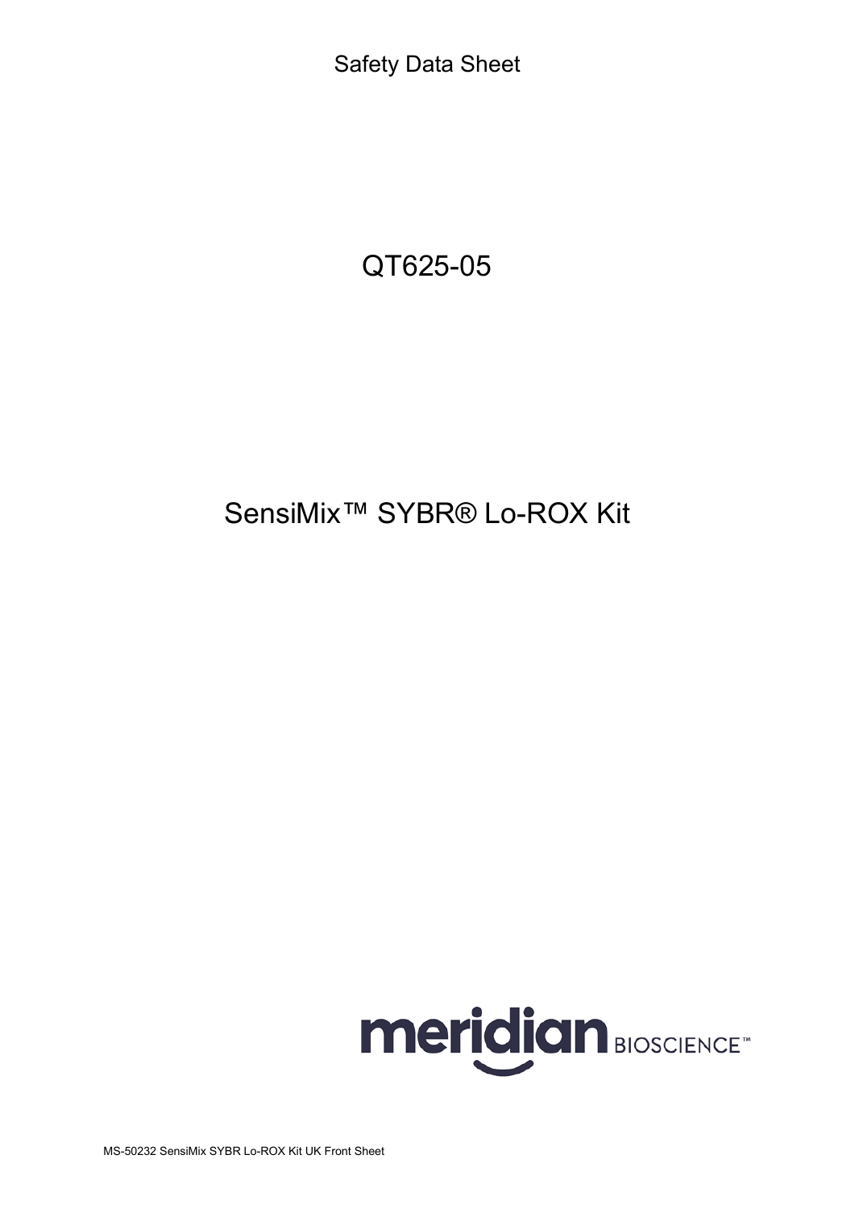Safety Data Sheet

# QT625-05

# SensiMix™ SYBR® Lo-ROX Kit

meridian BIOSCIENCE™

MS-50232 SensiMix SYBR Lo-ROX Kit UK Front Sheet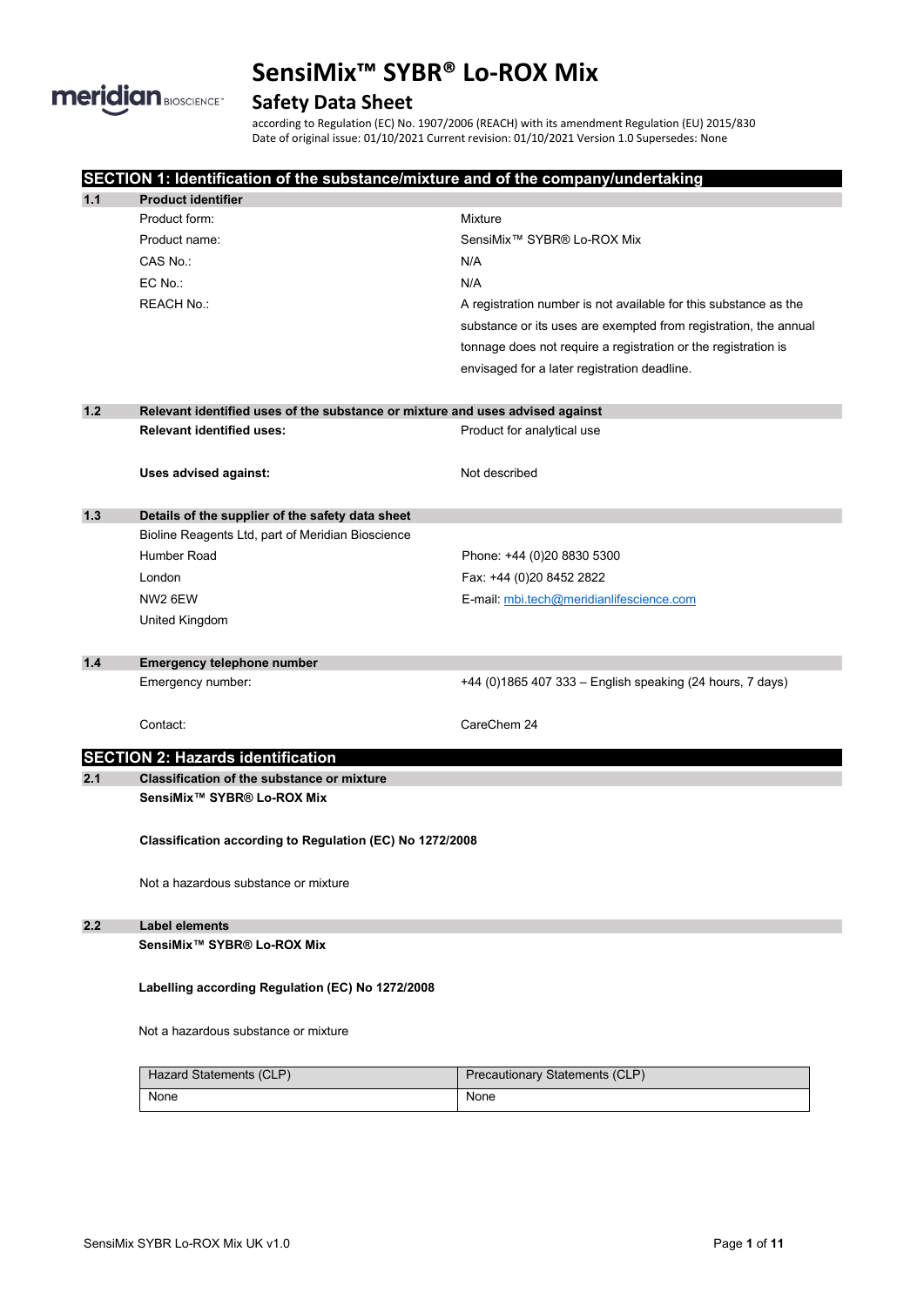# SensiMix™ SYBR® Lo-ROX Mix

## Safety Data Sheet

according to Regulation (EC) No. 1907/2006 (REACH) with its amendment Regulation (EU) 2015/830
Date of original issue: 01/10/2021 Current revision: 01/10/2021 Version 1.0 Supersedes: None

## SECTION 1: Identification of the substance/mixture and of the company/undertaking

### 1.1 Product identifier

| | |
|---|---|
| Product form: | Mixture |
| Product name: | SensiMix™ SYBR® Lo-ROX Mix |
| CAS No.: | N/A |
| EC No.: | N/A |
| REACH No.: | A registration number is not available for this substance as the substance or its uses are exempted from registration, the annual tonnage does not require a registration or the registration is envisaged for a later registration deadline. |

### 1.2 Relevant identified uses of the substance or mixture and uses advised against

| | |
|---|---|
| **Relevant identified uses:** | Product for analytical use |
| **Uses advised against:** | Not described |

### 1.3 Details of the supplier of the safety data sheet

Bioline Reagents Ltd, part of Meridian Bioscience
Humber Road
London
NW2 6EW
United Kingdom

Phone: +44 (0)20 8830 5300
Fax: +44 (0)20 8452 2822
E-mail: mbi.tech@meridianlifescience.com

### 1.4 Emergency telephone number

| | |
|---|---|
| Emergency number: | +44 (0)1865 407 333 – English speaking (24 hours, 7 days) |
| Contact: | CareChem 24 |

## SECTION 2: Hazards identification

### 2.1 Classification of the substance or mixture

**SensiMix™ SYBR® Lo-ROX Mix**

**Classification according to Regulation (EC) No 1272/2008**

Not a hazardous substance or mixture

### 2.2 Label elements

**SensiMix™ SYBR® Lo-ROX Mix**

**Labelling according Regulation (EC) No 1272/2008**

Not a hazardous substance or mixture

| Hazard Statements (CLP) | Precautionary Statements (CLP) |
|---|---|
| None | None |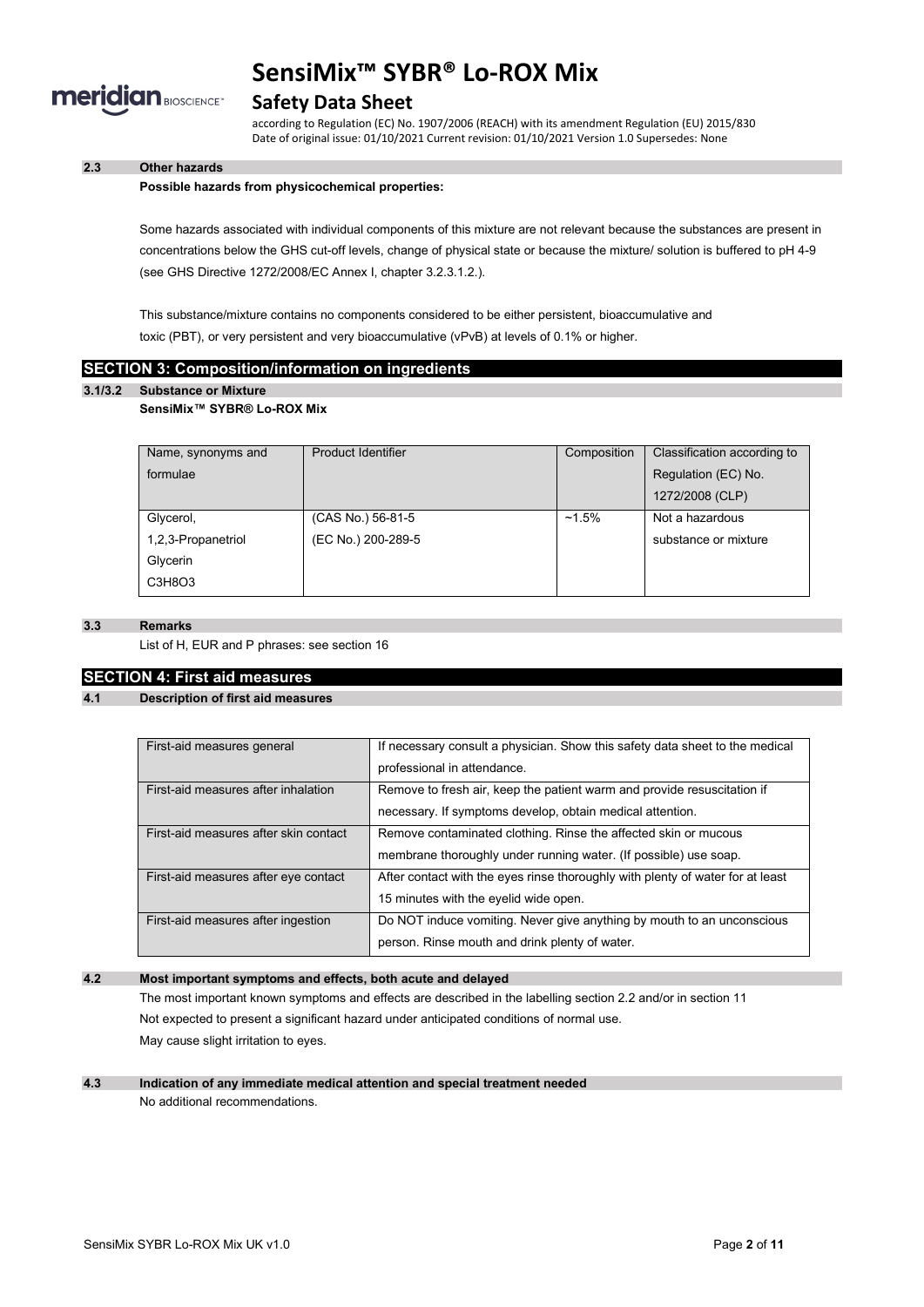### 2.3 Other hazards

**Possible hazards from physicochemical properties:**

Some hazards associated with individual components of this mixture are not relevant because the substances are present in concentrations below the GHS cut-off levels, change of physical state or because the mixture/ solution is buffered to pH 4-9 (see GHS Directive 1272/2008/EC Annex I, chapter 3.2.3.1.2.).

This substance/mixture contains no components considered to be either persistent, bioaccumulative and toxic (PBT), or very persistent and very bioaccumulative (vPvB) at levels of 0.1% or higher.

## SECTION 3: Composition/information on ingredients

### 3.1/3.2 Substance or Mixture

**SensiMix™ SYBR® Lo-ROX Mix**

| Name, synonyms and formulae | Product Identifier | Composition | Classification according to Regulation (EC) No. 1272/2008 (CLP) |
|---|---|---|---|
| Glycerol, 1,2,3-Propanetriol Glycerin $C_3H_8O_3$ | (CAS No.) 56-81-5 (EC No.) 200-289-5 | ~1.5% | Not a hazardous substance or mixture |

### 3.3 Remarks

List of H, EUR and P phrases: see section 16

## SECTION 4: First aid measures

### 4.1 Description of first aid measures

| | |
|---|---|
| First-aid measures general | If necessary consult a physician. Show this safety data sheet to the medical professional in attendance. |
| First-aid measures after inhalation | Remove to fresh air, keep the patient warm and provide resuscitation if necessary. If symptoms develop, obtain medical attention. |
| First-aid measures after skin contact | Remove contaminated clothing. Rinse the affected skin or mucous membrane thoroughly under running water. (If possible) use soap. |
| First-aid measures after eye contact | After contact with the eyes rinse thoroughly with plenty of water for at least 15 minutes with the eyelid wide open. |
| First-aid measures after ingestion | Do NOT induce vomiting. Never give anything by mouth to an unconscious person. Rinse mouth and drink plenty of water. |

### 4.2 Most important symptoms and effects, both acute and delayed

The most important known symptoms and effects are described in the labelling section 2.2 and/or in section 11

Not expected to present a significant hazard under anticipated conditions of normal use.

May cause slight irritation to eyes.

### 4.3 Indication of any immediate medical attention and special treatment needed

No additional recommendations.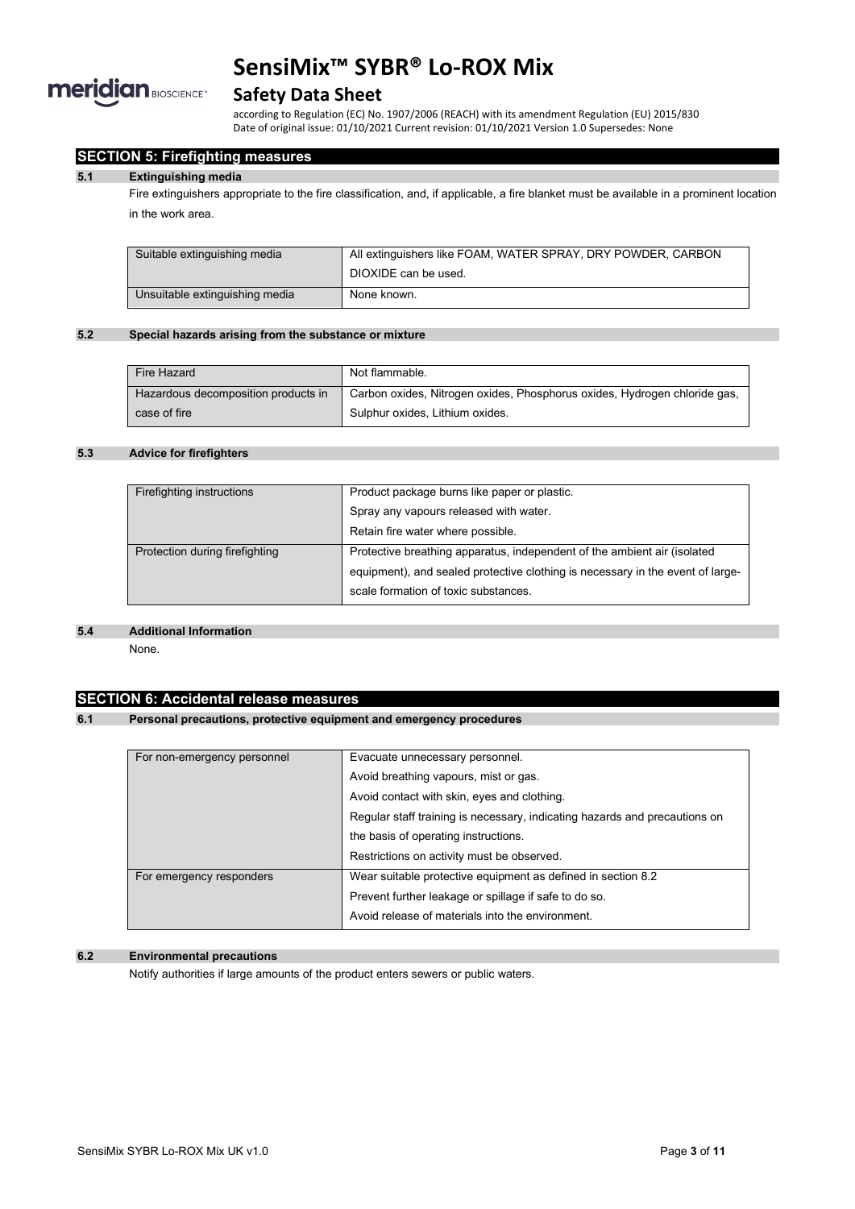## SECTION 5: Firefighting measures

### 5.1 Extinguishing media

Fire extinguishers appropriate to the fire classification, and, if applicable, a fire blanket must be available in a prominent location in the work area.

| | |
|---|---|
| Suitable extinguishing media | All extinguishers like FOAM, WATER SPRAY, DRY POWDER, CARBON DIOXIDE can be used. |
| Unsuitable extinguishing media | None known. |

### 5.2 Special hazards arising from the substance or mixture

| | |
|---|---|
| Fire Hazard | Not flammable. |
| Hazardous decomposition products in case of fire | Carbon oxides, Nitrogen oxides, Phosphorus oxides, Hydrogen chloride gas, Sulphur oxides, Lithium oxides. |

### 5.3 Advice for firefighters

| | |
|---|---|
| Firefighting instructions | Product package burns like paper or plastic.<br>Spray any vapours released with water.<br>Retain fire water where possible. |
| Protection during firefighting | Protective breathing apparatus, independent of the ambient air (isolated equipment), and sealed protective clothing is necessary in the event of large-scale formation of toxic substances. |

### 5.4 Additional Information

None.

## SECTION 6: Accidental release measures

### 6.1 Personal precautions, protective equipment and emergency procedures

| | |
|---|---|
| For non-emergency personnel | Evacuate unnecessary personnel.<br>Avoid breathing vapours, mist or gas.<br>Avoid contact with skin, eyes and clothing.<br>Regular staff training is necessary, indicating hazards and precautions on the basis of operating instructions.<br>Restrictions on activity must be observed. |
| For emergency responders | Wear suitable protective equipment as defined in section 8.2<br>Prevent further leakage or spillage if safe to do so.<br>Avoid release of materials into the environment. |

### 6.2 Environmental precautions

Notify authorities if large amounts of the product enters sewers or public waters.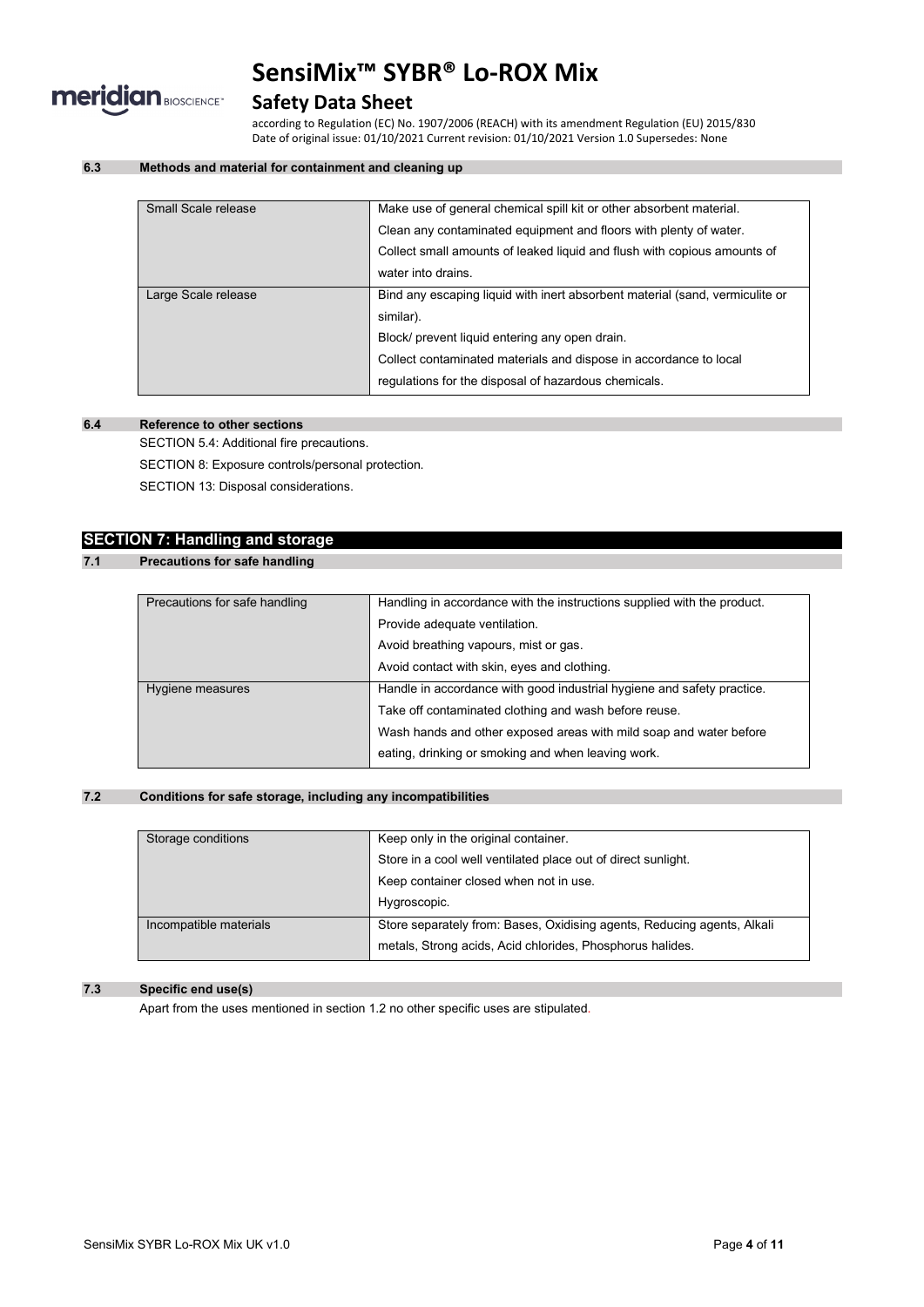#### 6.3 Methods and material for containment and cleaning up

| | |
|---|---|
| Small Scale release | Make use of general chemical spill kit or other absorbent material.<br>Clean any contaminated equipment and floors with plenty of water.<br>Collect small amounts of leaked liquid and flush with copious amounts of water into drains. |
| Large Scale release | Bind any escaping liquid with inert absorbent material (sand, vermiculite or similar).<br>Block/ prevent liquid entering any open drain.<br>Collect contaminated materials and dispose in accordance to local regulations for the disposal of hazardous chemicals. |

#### 6.4 Reference to other sections

SECTION 5.4: Additional fire precautions.

SECTION 8: Exposure controls/personal protection.

SECTION 13: Disposal considerations.

## SECTION 7: Handling and storage

#### 7.1 Precautions for safe handling

| | |
|---|---|
| Precautions for safe handling | Handling in accordance with the instructions supplied with the product.<br>Provide adequate ventilation.<br>Avoid breathing vapours, mist or gas.<br>Avoid contact with skin, eyes and clothing. |
| Hygiene measures | Handle in accordance with good industrial hygiene and safety practice.<br>Take off contaminated clothing and wash before reuse.<br>Wash hands and other exposed areas with mild soap and water before eating, drinking or smoking and when leaving work. |

#### 7.2 Conditions for safe storage, including any incompatibilities

| | |
|---|---|
| Storage conditions | Keep only in the original container.<br>Store in a cool well ventilated place out of direct sunlight.<br>Keep container closed when not in use.<br>Hygroscopic. |
| Incompatible materials | Store separately from: Bases, Oxidising agents, Reducing agents, Alkali metals, Strong acids, Acid chlorides, Phosphorus halides. |

#### 7.3 Specific end use(s)

Apart from the uses mentioned in section 1.2 no other specific uses are stipulated.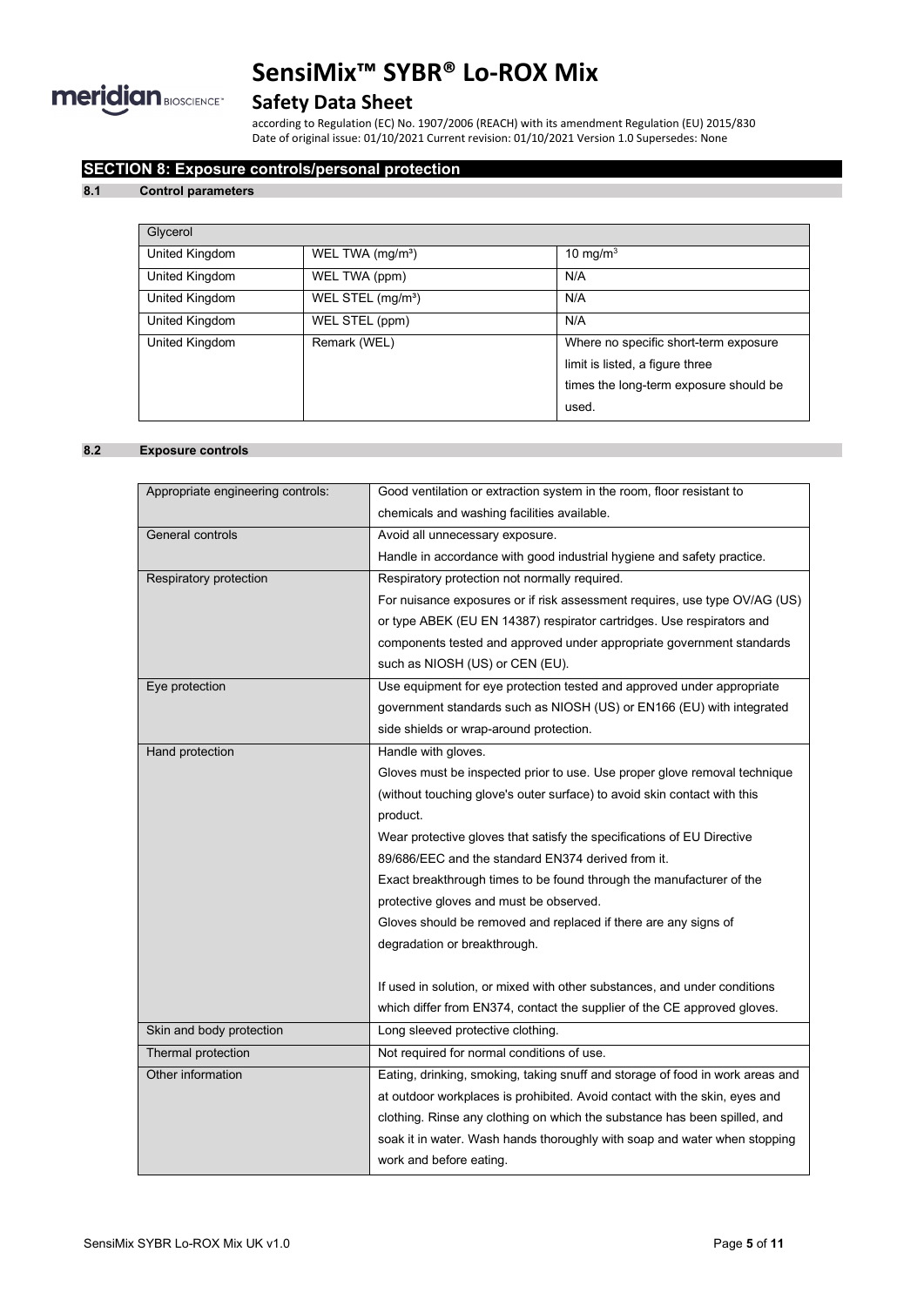## SECTION 8: Exposure controls/personal protection

### 8.1 Control parameters

| Glycerol | | |
|---|---|---|
| United Kingdom | WEL TWA (mg/m³) | 10 mg/m³ |
| United Kingdom | WEL TWA (ppm) | N/A |
| United Kingdom | WEL STEL (mg/m³) | N/A |
| United Kingdom | WEL STEL (ppm) | N/A |
| United Kingdom | Remark (WEL) | Where no specific short-term exposure limit is listed, a figure three times the long-term exposure should be used. |

### 8.2 Exposure controls

| | |
|---|---|
| Appropriate engineering controls: | Good ventilation or extraction system in the room, floor resistant to chemicals and washing facilities available. |
| General controls | Avoid all unnecessary exposure.<br>Handle in accordance with good industrial hygiene and safety practice. |
| Respiratory protection | Respiratory protection not normally required.<br>For nuisance exposures or if risk assessment requires, use type OV/AG (US) or type ABEK (EU EN 14387) respirator cartridges. Use respirators and components tested and approved under appropriate government standards such as NIOSH (US) or CEN (EU). |
| Eye protection | Use equipment for eye protection tested and approved under appropriate government standards such as NIOSH (US) or EN166 (EU) with integrated side shields or wrap-around protection. |
| Hand protection | Handle with gloves.<br>Gloves must be inspected prior to use. Use proper glove removal technique (without touching glove's outer surface) to avoid skin contact with this product.<br>Wear protective gloves that satisfy the specifications of EU Directive 89/686/EEC and the standard EN374 derived from it.<br>Exact breakthrough times to be found through the manufacturer of the protective gloves and must be observed.<br>Gloves should be removed and replaced if there are any signs of degradation or breakthrough.<br><br>If used in solution, or mixed with other substances, and under conditions which differ from EN374, contact the supplier of the CE approved gloves. |
| Skin and body protection | Long sleeved protective clothing. |
| Thermal protection | Not required for normal conditions of use. |
| Other information | Eating, drinking, smoking, taking snuff and storage of food in work areas and at outdoor workplaces is prohibited. Avoid contact with the skin, eyes and clothing. Rinse any clothing on which the substance has been spilled, and soak it in water. Wash hands thoroughly with soap and water when stopping work and before eating. |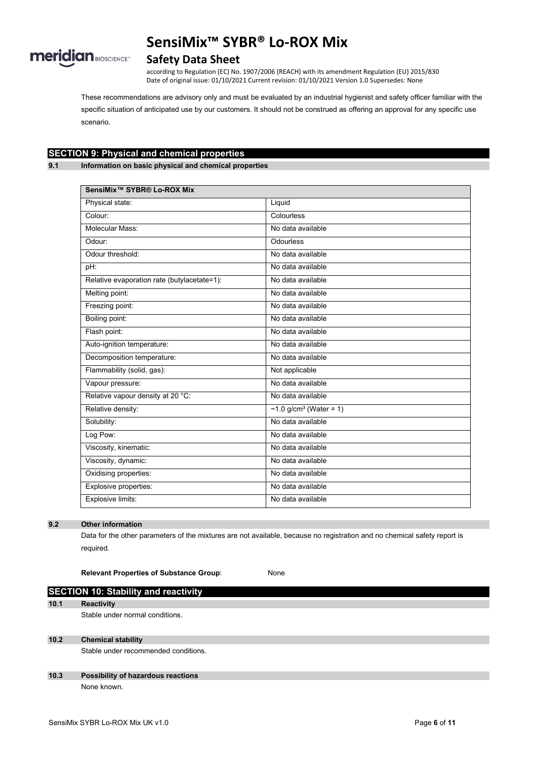These recommendations are advisory only and must be evaluated by an industrial hygienist and safety officer familiar with the specific situation of anticipated use by our customers. It should not be construed as offering an approval for any specific use scenario.

## SECTION 9: Physical and chemical properties

### 9.1 Information on basic physical and chemical properties

| SensiMix™ SYBR® Lo-ROX Mix | |
|---|---|
| Physical state: | Liquid |
| Colour: | Colourless |
| Molecular Mass: | No data available |
| Odour: | Odourless |
| Odour threshold: | No data available |
| pH: | No data available |
| Relative evaporation rate (butylacetate=1): | No data available |
| Melting point: | No data available |
| Freezing point: | No data available |
| Boiling point: | No data available |
| Flash point: | No data available |
| Auto-ignition temperature: | No data available |
| Decomposition temperature: | No data available |
| Flammability (solid, gas): | Not applicable |
| Vapour pressure: | No data available |
| Relative vapour density at 20 °C: | No data available |
| Relative density: | ~1.0 g/cm³ (Water = 1) |
| Solubility: | No data available |
| Log Pow: | No data available |
| Viscosity, kinematic: | No data available |
| Viscosity, dynamic: | No data available |
| Oxidising properties: | No data available |
| Explosive properties: | No data available |
| Explosive limits: | No data available |

### 9.2 Other information

Data for the other parameters of the mixtures are not available, because no registration and no chemical safety report is required.

**Relevant Properties of Substance Group**: None

## SECTION 10: Stability and reactivity

### 10.1 Reactivity

Stable under normal conditions.

### 10.2 Chemical stability

Stable under recommended conditions.

### 10.3 Possibility of hazardous reactions

None known.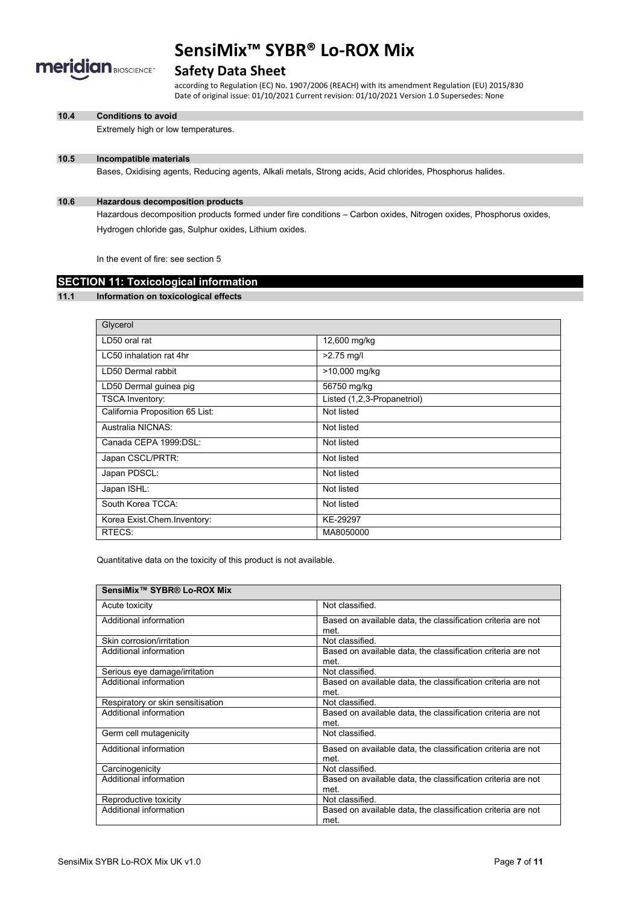#### 10.4 Conditions to avoid

Extremely high or low temperatures.

#### 10.5 Incompatible materials

Bases, Oxidising agents, Reducing agents, Alkali metals, Strong acids, Acid chlorides, Phosphorus halides.

#### 10.6 Hazardous decomposition products

Hazardous decomposition products formed under fire conditions – Carbon oxides, Nitrogen oxides, Phosphorus oxides, Hydrogen chloride gas, Sulphur oxides, Lithium oxides.

In the event of fire: see section 5

## SECTION 11: Toxicological information

#### 11.1 Information on toxicological effects

| Glycerol | |
|---|---|
| LD50 oral rat | 12,600 mg/kg |
| LC50 inhalation rat 4hr | >2.75 mg/l |
| LD50 Dermal rabbit | >10,000 mg/kg |
| LD50 Dermal guinea pig | 56750 mg/kg |
| TSCA Inventory: | Listed (1,2,3-Propanetriol) |
| California Proposition 65 List: | Not listed |
| Australia NICNAS: | Not listed |
| Canada CEPA 1999:DSL: | Not listed |
| Japan CSCL/PRTR: | Not listed |
| Japan PDSCL: | Not listed |
| Japan ISHL: | Not listed |
| South Korea TCCA: | Not listed |
| Korea Exist.Chem.Inventory: | KE-29297 |
| RTECS: | MA8050000 |

Quantitative data on the toxicity of this product is not available.

| SensiMix™ SYBR® Lo-ROX Mix | |
|---|---|
| Acute toxicity | Not classified. |
| Additional information | Based on available data, the classification criteria are not met. |
| Skin corrosion/irritation | Not classified. |
| Additional information | Based on available data, the classification criteria are not met. |
| Serious eye damage/irritation | Not classified. |
| Additional information | Based on available data, the classification criteria are not met. |
| Respiratory or skin sensitisation | Not classified. |
| Additional information | Based on available data, the classification criteria are not met. |
| Germ cell mutagenicity | Not classified. |
| Additional information | Based on available data, the classification criteria are not met. |
| Carcinogenicity | Not classified. |
| Additional information | Based on available data, the classification criteria are not met. |
| Reproductive toxicity | Not classified. |
| Additional information | Based on available data, the classification criteria are not met. |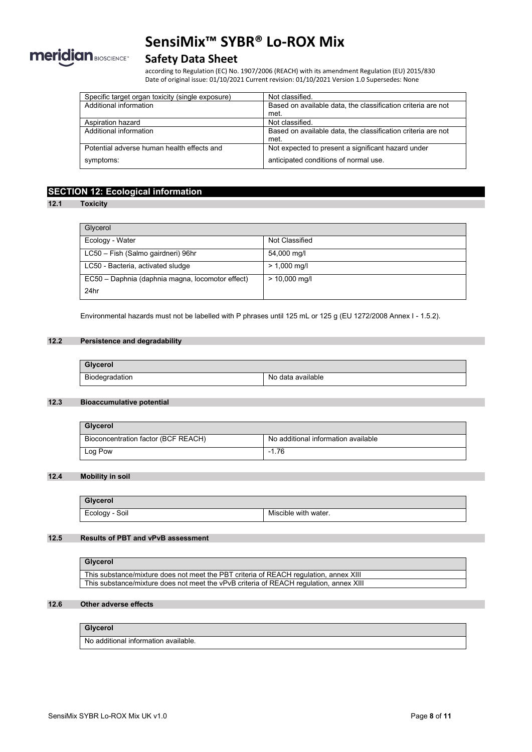| Specific target organ toxicity (single exposure) | Not classified. |
|---|---|
| Additional information | Based on available data, the classification criteria are not met. |
| Aspiration hazard | Not classified. |
| Additional information | Based on available data, the classification criteria are not met. |
| Potential adverse human health effects and symptoms: | Not expected to present a significant hazard under anticipated conditions of normal use. |

## SECTION 12: Ecological information

### 12.1 Toxicity

| Glycerol | |
|---|---|
| Ecology - Water | Not Classified |
| LC50 – Fish (Salmo gairdneri) 96hr | 54,000 mg/l |
| LC50 - Bacteria, activated sludge | > 1,000 mg/l |
| EC50 – Daphnia (daphnia magna, locomotor effect) 24hr | > 10,000 mg/l |

Environmental hazards must not be labelled with P phrases until 125 mL or 125 g (EU 1272/2008 Annex I - 1.5.2).

### 12.2 Persistence and degradability

| **Glycerol** | |
|---|---|
| Biodegradation | No data available |

### 12.3 Bioaccumulative potential

| **Glycerol** | |
|---|---|
| Bioconcentration factor (BCF REACH) | No additional information available |
| Log Pow | -1.76 |

### 12.4 Mobility in soil

| **Glycerol** | |
|---|---|
| Ecology - Soil | Miscible with water. |

### 12.5 Results of PBT and vPvB assessment

| **Glycerol** |
|---|
| This substance/mixture does not meet the PBT criteria of REACH regulation, annex XIII |
| This substance/mixture does not meet the vPvB criteria of REACH regulation, annex XIII |

### 12.6 Other adverse effects

| **Glycerol** |
|---|
| No additional information available. |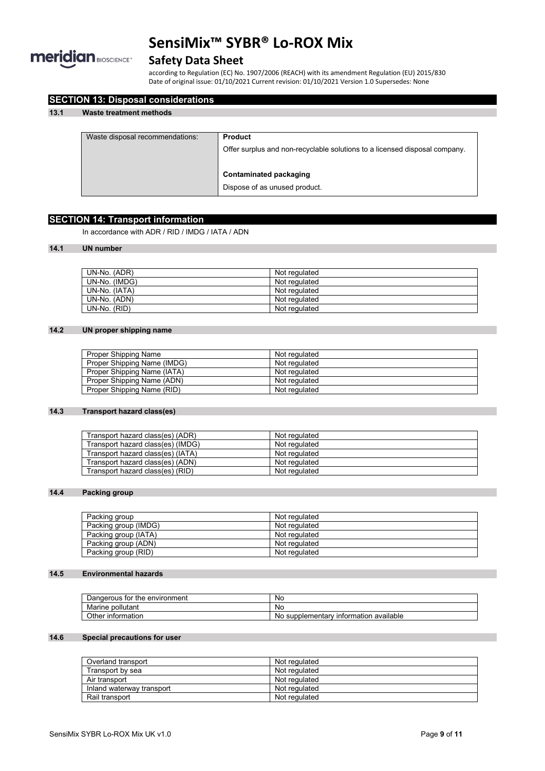## SECTION 13: Disposal considerations

### 13.1 Waste treatment methods

| Waste disposal recommendations: | **Product**<br>Offer surplus and non-recyclable solutions to a licensed disposal company.<br><br>**Contaminated packaging**<br>Dispose of as unused product. |
|---|---|

## SECTION 14: Transport information

In accordance with ADR / RID / IMDG / IATA / ADN

### 14.1 UN number

| | |
|---|---|
| UN-No. (ADR) | Not regulated |
| UN-No. (IMDG) | Not regulated |
| UN-No. (IATA) | Not regulated |
| UN-No. (ADN) | Not regulated |
| UN-No. (RID) | Not regulated |

### 14.2 UN proper shipping name

| | |
|---|---|
| Proper Shipping Name | Not regulated |
| Proper Shipping Name (IMDG) | Not regulated |
| Proper Shipping Name (IATA) | Not regulated |
| Proper Shipping Name (ADN) | Not regulated |
| Proper Shipping Name (RID) | Not regulated |

### 14.3 Transport hazard class(es)

| | |
|---|---|
| Transport hazard class(es) (ADR) | Not regulated |
| Transport hazard class(es) (IMDG) | Not regulated |
| Transport hazard class(es) (IATA) | Not regulated |
| Transport hazard class(es) (ADN) | Not regulated |
| Transport hazard class(es) (RID) | Not regulated |

### 14.4 Packing group

| | |
|---|---|
| Packing group | Not regulated |
| Packing group (IMDG) | Not regulated |
| Packing group (IATA) | Not regulated |
| Packing group (ADN) | Not regulated |
| Packing group (RID) | Not regulated |

### 14.5 Environmental hazards

| | |
|---|---|
| Dangerous for the environment | No |
| Marine pollutant | No |
| Other information | No supplementary information available |

### 14.6 Special precautions for user

| | |
|---|---|
| Overland transport | Not regulated |
| Transport by sea | Not regulated |
| Air transport | Not regulated |
| Inland waterway transport | Not regulated |
| Rail transport | Not regulated |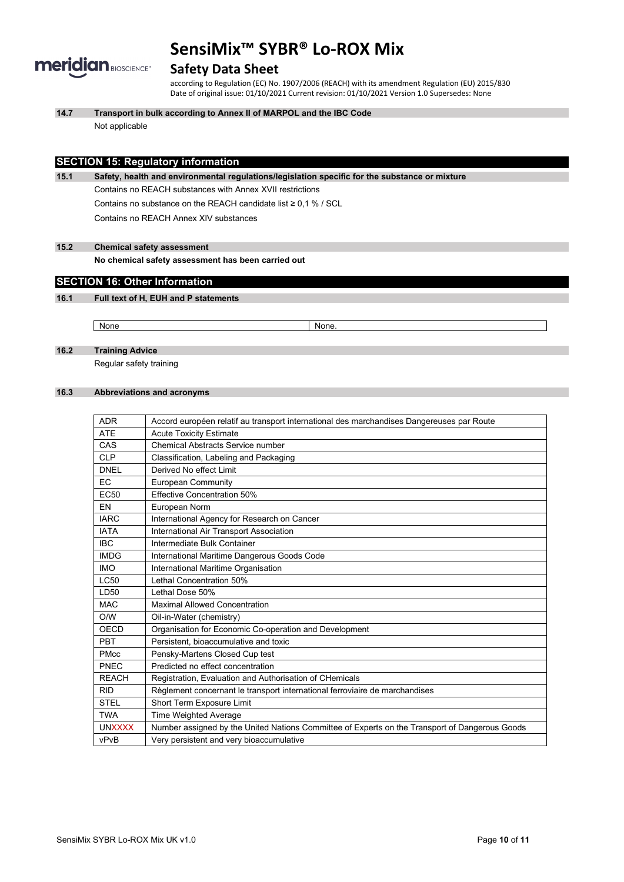**14.7 Transport in bulk according to Annex II of MARPOL and the IBC Code**

Not applicable

## SECTION 15: Regulatory information

**15.1 Safety, health and environmental regulations/legislation specific for the substance or mixture**

Contains no REACH substances with Annex XVII restrictions

Contains no substance on the REACH candidate list ≥ 0,1 % / SCL

Contains no REACH Annex XIV substances

**15.2 Chemical safety assessment**

**No chemical safety assessment has been carried out**

## SECTION 16: Other Information

**16.1 Full text of H, EUH and P statements**

| None | None. |
|---|---|

**16.2 Training Advice**

Regular safety training

**16.3 Abbreviations and acronyms**

| ADR | Accord européen relatif au transport international des marchandises Dangereuses par Route |
|---|---|
| ATE | Acute Toxicity Estimate |
| CAS | Chemical Abstracts Service number |
| CLP | Classification, Labeling and Packaging |
| DNEL | Derived No effect Limit |
| EC | European Community |
| EC50 | Effective Concentration 50% |
| EN | European Norm |
| IARC | International Agency for Research on Cancer |
| IATA | International Air Transport Association |
| IBC | Intermediate Bulk Container |
| IMDG | International Maritime Dangerous Goods Code |
| IMO | International Maritime Organisation |
| LC50 | Lethal Concentration 50% |
| LD50 | Lethal Dose 50% |
| MAC | Maximal Allowed Concentration |
| O/W | Oil-in-Water (chemistry) |
| OECD | Organisation for Economic Co-operation and Development |
| PBT | Persistent, bioaccumulative and toxic |
| PMcc | Pensky-Martens Closed Cup test |
| PNEC | Predicted no effect concentration |
| REACH | Registration, Evaluation and Authorisation of CHemicals |
| RID | Règlement concernant le transport international ferroviaire de marchandises |
| STEL | Short Term Exposure Limit |
| TWA | Time Weighted Average |
| UNXXXX | Number assigned by the United Nations Committee of Experts on the Transport of Dangerous Goods |
| vPvB | Very persistent and very bioaccumulative |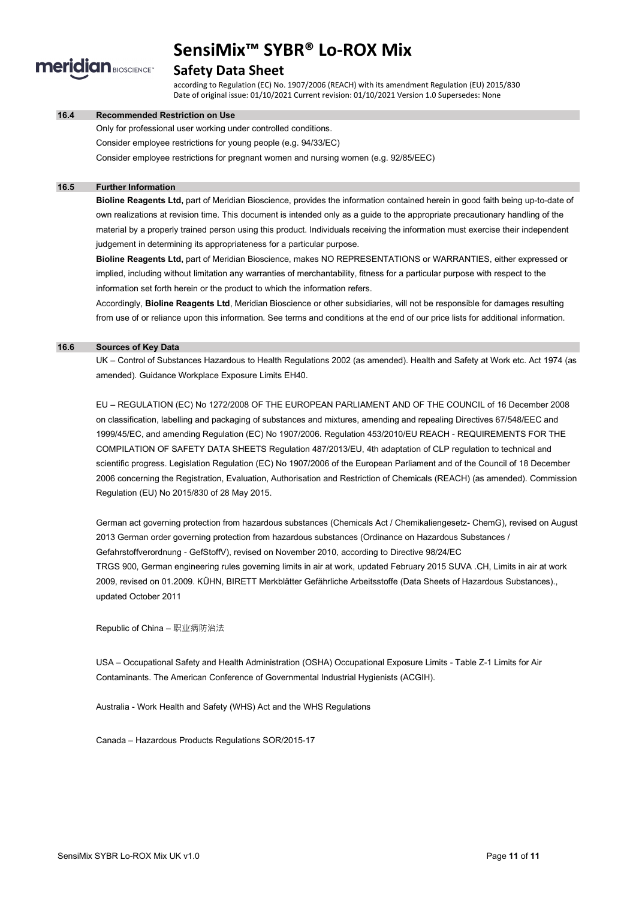### 16.4 Recommended Restriction on Use

Only for professional user working under controlled conditions.

Consider employee restrictions for young people (e.g. 94/33/EC)

Consider employee restrictions for pregnant women and nursing women (e.g. 92/85/EEC)

### 16.5 Further Information

**Bioline Reagents Ltd,** part of Meridian Bioscience, provides the information contained herein in good faith being up-to-date of own realizations at revision time. This document is intended only as a guide to the appropriate precautionary handling of the material by a properly trained person using this product. Individuals receiving the information must exercise their independent judgement in determining its appropriateness for a particular purpose.

**Bioline Reagents Ltd,** part of Meridian Bioscience, makes NO REPRESENTATIONS or WARRANTIES, either expressed or implied, including without limitation any warranties of merchantability, fitness for a particular purpose with respect to the information set forth herein or the product to which the information refers.

Accordingly, **Bioline Reagents Ltd**, Meridian Bioscience or other subsidiaries, will not be responsible for damages resulting from use of or reliance upon this information. See terms and conditions at the end of our price lists for additional information.

### 16.6 Sources of Key Data

UK – Control of Substances Hazardous to Health Regulations 2002 (as amended). Health and Safety at Work etc. Act 1974 (as amended). Guidance Workplace Exposure Limits EH40.

EU – REGULATION (EC) No 1272/2008 OF THE EUROPEAN PARLIAMENT AND OF THE COUNCIL of 16 December 2008 on classification, labelling and packaging of substances and mixtures, amending and repealing Directives 67/548/EEC and 1999/45/EC, and amending Regulation (EC) No 1907/2006. Regulation 453/2010/EU REACH - REQUIREMENTS FOR THE COMPILATION OF SAFETY DATA SHEETS Regulation 487/2013/EU, 4th adaptation of CLP regulation to technical and scientific progress. Legislation Regulation (EC) No 1907/2006 of the European Parliament and of the Council of 18 December 2006 concerning the Registration, Evaluation, Authorisation and Restriction of Chemicals (REACH) (as amended). Commission Regulation (EU) No 2015/830 of 28 May 2015.

German act governing protection from hazardous substances (Chemicals Act / Chemikaliengesetz- ChemG), revised on August 2013 German order governing protection from hazardous substances (Ordinance on Hazardous Substances / Gefahrstoffverordnung - GefStoffV), revised on November 2010, according to Directive 98/24/EC

TRGS 900, German engineering rules governing limits in air at work, updated February 2015 SUVA .CH, Limits in air at work 2009, revised on 01.2009. KÜHN, BIRETT Merkblätter Gefährliche Arbeitsstoffe (Data Sheets of Hazardous Substances)., updated October 2011

Republic of China – 职业病防治法

USA – Occupational Safety and Health Administration (OSHA) Occupational Exposure Limits - Table Z-1 Limits for Air Contaminants. The American Conference of Governmental Industrial Hygienists (ACGIH).

Australia - Work Health and Safety (WHS) Act and the WHS Regulations

Canada – Hazardous Products Regulations SOR/2015-17